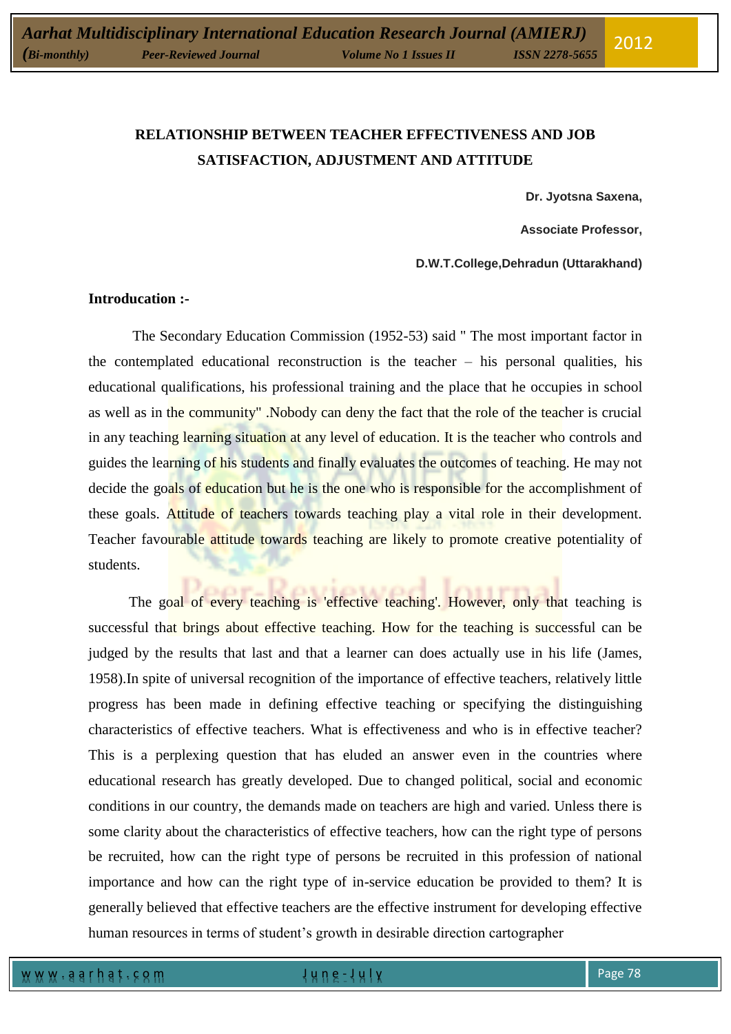# RELATIONSHIP BETWEEN TEACHER EFFECTIVENESS AND JOB SATISFACTION, ADJUSTMENT AND ATTITUDE

**Dr. Jyotsna Saxena,**

**Associate Professor,**

**D.W.T.College,Dehradun (Uttarakhand)**

**Introducation :-**

The Secondary Education Commission (1952-53) said " The most important factor in the contemplated educational reconstruction is the teacher – his personal qualities, his educational qualifications, his professional training and the place that he occupies in school as well as in the community" .Nobody can deny the fact that the role of the teacher is crucial in any teaching learning situation at any level of education. It is the teacher who controls and guides the learning of his students and finally evaluates the outcomes of teaching. He may not decide the goals of education but he is the one who is responsible for the accomplishment of these goals. Attitude of teachers towards teaching play a vital role in their development. Teacher favourable attitude towards teaching are likely to promote creative potentiality of students.

The goal of every teaching is 'effective teaching'. However, only that teaching is successful that brings about effective teaching. How for the teaching is successful can be judged by the results that last and that a learner can does actually use in his life (James, 1958).In spite of universal recognition of the importance of effective teachers, relatively little progress has been made in defining effective teaching or specifying the distinguishing characteristics of effective teachers. What is effectiveness and who is in effective teacher? This is a perplexing question that has eluded an answer even in the countries where educational research has greatly developed. Due to changed political, social and economic conditions in our country, the demands made on teachers are high and varied. Unless there is some clarity about the characteristics of effective teachers, how can the right type of persons be recruited, how can the right type of persons be recruited in this profession of national importance and how can the right type of in-service education be provided to them? It is generally believed that effective teachers are the effective instrument for developing effective human resources in terms of student's growth in desirable direction cartographer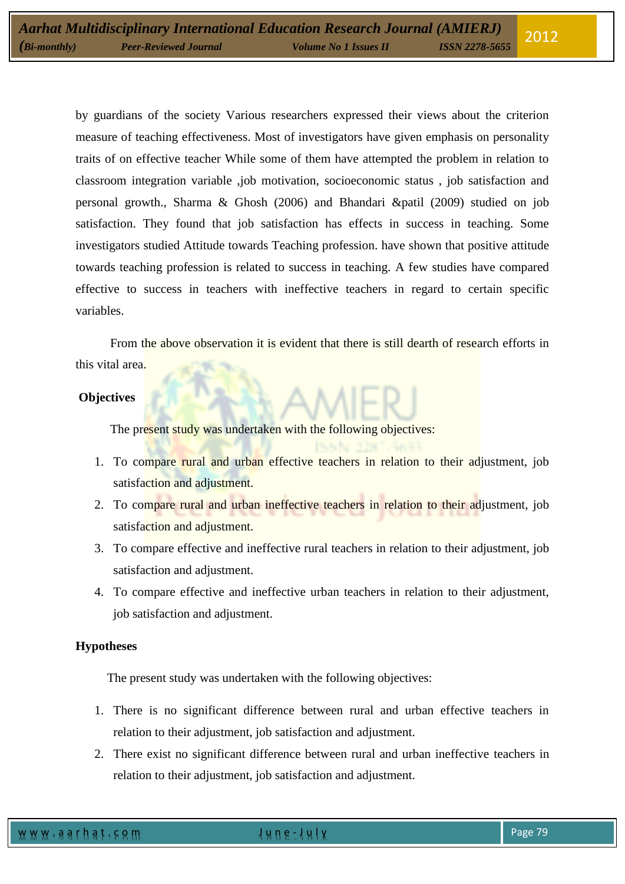by guardians of the society Various researchers expressed their views about the criterion measure of teaching effectiveness. Most of investigators have given emphasis on personality traits of on effective teacher While some of them have attempted the problem in relation to classroom integration variable ,job motivation, socioeconomic status , job satisfaction and personal growth., Sharma & Ghosh (2006) and Bhandari &patil (2009) studied on job satisfaction. They found that job satisfaction has effects in success in teaching. Some investigators studied Attitude towards Teaching profession. have shown that positive attitude towards teaching profession is related to success in teaching. A few studies have compared effective to success in teachers with ineffective teachers in regard to certain specific variables.

From the above observation it is evident that there is still dearth of research efforts in this vital area.

**Objectives**

The present study was undertaken with the following objectives:

1. To compare rural and urban effective teachers in relation to their adjustment, job satisfaction and adjustment.
2. To compare rural and urban ineffective teachers in relation to their adjustment, job satisfaction and adjustment.
3. To compare effective and ineffective rural teachers in relation to their adjustment, job satisfaction and adjustment.
4. To compare effective and ineffective urban teachers in relation to their adjustment, job satisfaction and adjustment.

**Hypotheses**

The present study was undertaken with the following objectives:

1. There is no significant difference between rural and urban effective teachers in relation to their adjustment, job satisfaction and adjustment.
2. There exist no significant difference between rural and urban ineffective teachers in relation to their adjustment, job satisfaction and adjustment.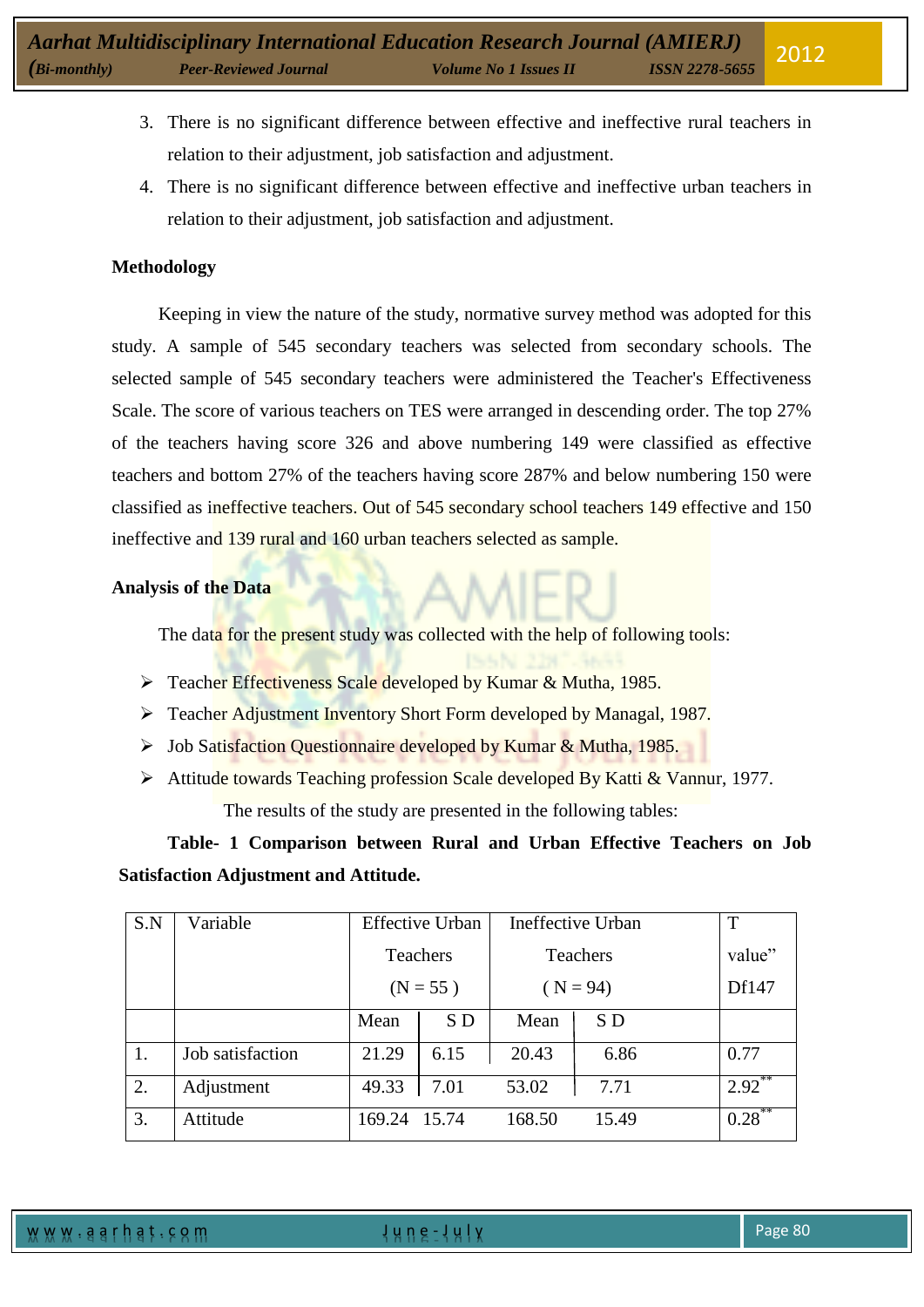3. There is no significant difference between effective and ineffective rural teachers in relation to their adjustment, job satisfaction and adjustment.
4. There is no significant difference between effective and ineffective urban teachers in relation to their adjustment, job satisfaction and adjustment.

**Methodology**

Keeping in view the nature of the study, normative survey method was adopted for this study. A sample of 545 secondary teachers was selected from secondary schools. The selected sample of 545 secondary teachers were administered the Teacher's Effectiveness Scale. The score of various teachers on TES were arranged in descending order. The top 27% of the teachers having score 326 and above numbering 149 were classified as effective teachers and bottom 27% of the teachers having score 287% and below numbering 150 were classified as ineffective teachers. Out of 545 secondary school teachers 149 effective and 150 ineffective and 139 rural and 160 urban teachers selected as sample.

**Analysis of the Data**

The data for the present study was collected with the help of following tools:

- Teacher Effectiveness Scale developed by Kumar & Mutha, 1985.
- Teacher Adjustment Inventory Short Form developed by Managal, 1987.
- Job Satisfaction Questionnaire developed by Kumar & Mutha, 1985.
- Attitude towards Teaching profession Scale developed By Katti & Vannur, 1977.

The results of the study are presented in the following tables:

**Table- 1 Comparison between Rural and Urban Effective Teachers on Job Satisfaction Adjustment and Attitude.**

| S.N | Variable | Effective Urban Teachers (N = 55 ) | | Ineffective Urban Teachers ( N = 94) | | T value" Df147 |
|---|---|---|---|---|---|---|
| | | Mean | S D | Mean | S D | |
| 1. | Job satisfaction | 21.29 | 6.15 | 20.43 | 6.86 | 0.77 |
| 2. | Adjustment | 49.33 | 7.01 | 53.02 | 7.71 | 2.92** |
| 3. | Attitude | 169.24 | 15.74 | 168.50 | 15.49 | 0.28** |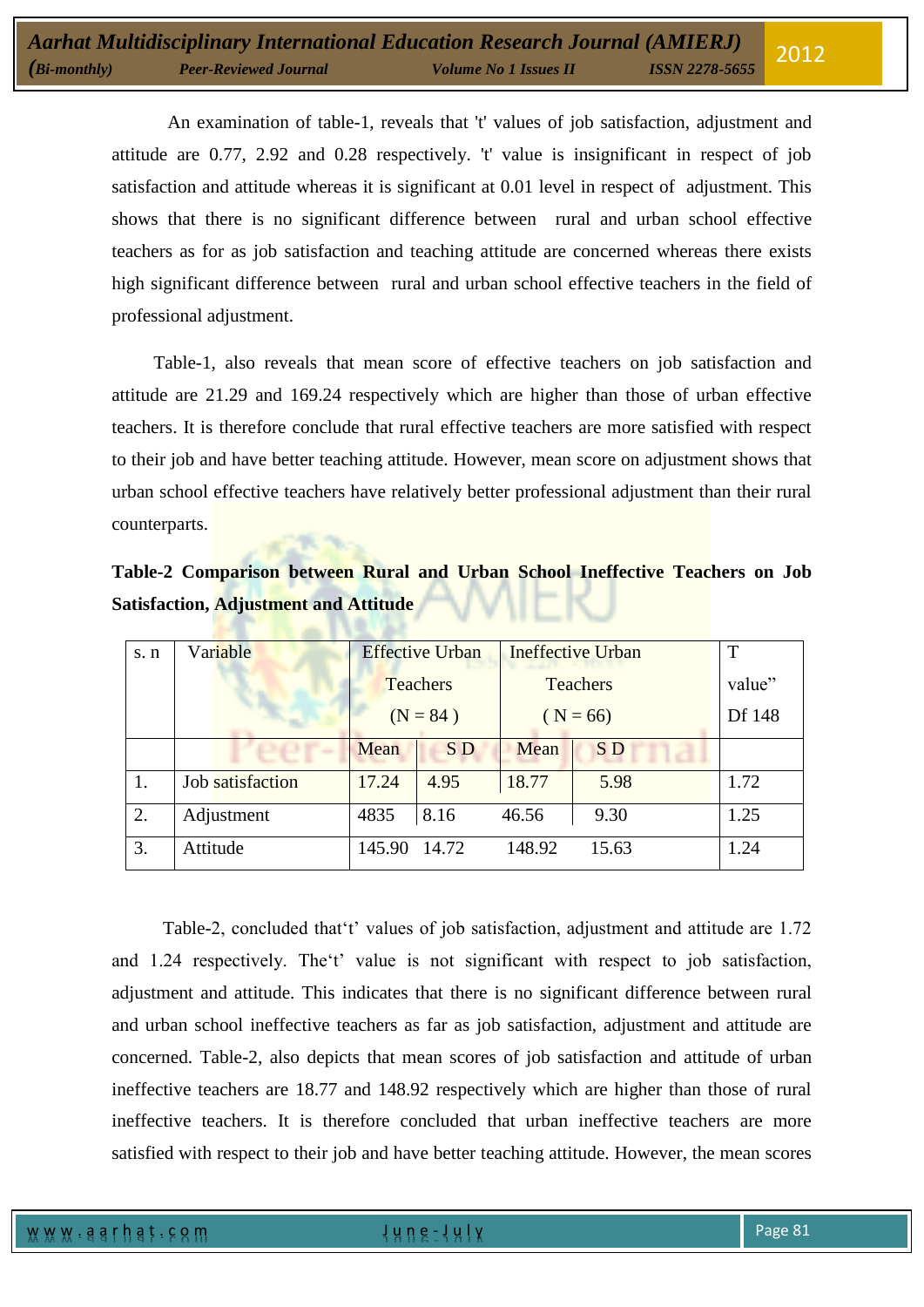An examination of table-1, reveals that 't' values of job satisfaction, adjustment and attitude are 0.77, 2.92 and 0.28 respectively. 't' value is insignificant in respect of job satisfaction and attitude whereas it is significant at 0.01 level in respect of adjustment. This shows that there is no significant difference between rural and urban school effective teachers as for as job satisfaction and teaching attitude are concerned whereas there exists high significant difference between rural and urban school effective teachers in the field of professional adjustment.

Table-1, also reveals that mean score of effective teachers on job satisfaction and attitude are 21.29 and 169.24 respectively which are higher than those of urban effective teachers. It is therefore conclude that rural effective teachers are more satisfied with respect to their job and have better teaching attitude. However, mean score on adjustment shows that urban school effective teachers have relatively better professional adjustment than their rural counterparts.

**Table-2 Comparison between Rural and Urban School Ineffective Teachers on Job Satisfaction, Adjustment and Attitude**

| s. n | Variable | Effective Urban Teachers (N = 84 ) | | Ineffective Urban Teachers ( N = 66) | | T value" Df 148 |
|---|---|---|---|---|---|---|
| | | Mean | S D | Mean | S D | |
| 1. | Job satisfaction | 17.24 | 4.95 | 18.77 | 5.98 | 1.72 |
| 2. | Adjustment | 4835 | 8.16 | 46.56 | 9.30 | 1.25 |
| 3. | Attitude | 145.90 | 14.72 | 148.92 | 15.63 | 1.24 |

Table-2, concluded that't' values of job satisfaction, adjustment and attitude are 1.72 and 1.24 respectively. The't' value is not significant with respect to job satisfaction, adjustment and attitude. This indicates that there is no significant difference between rural and urban school ineffective teachers as far as job satisfaction, adjustment and attitude are concerned. Table-2, also depicts that mean scores of job satisfaction and attitude of urban ineffective teachers are 18.77 and 148.92 respectively which are higher than those of rural ineffective teachers. It is therefore concluded that urban ineffective teachers are more satisfied with respect to their job and have better teaching attitude. However, the mean scores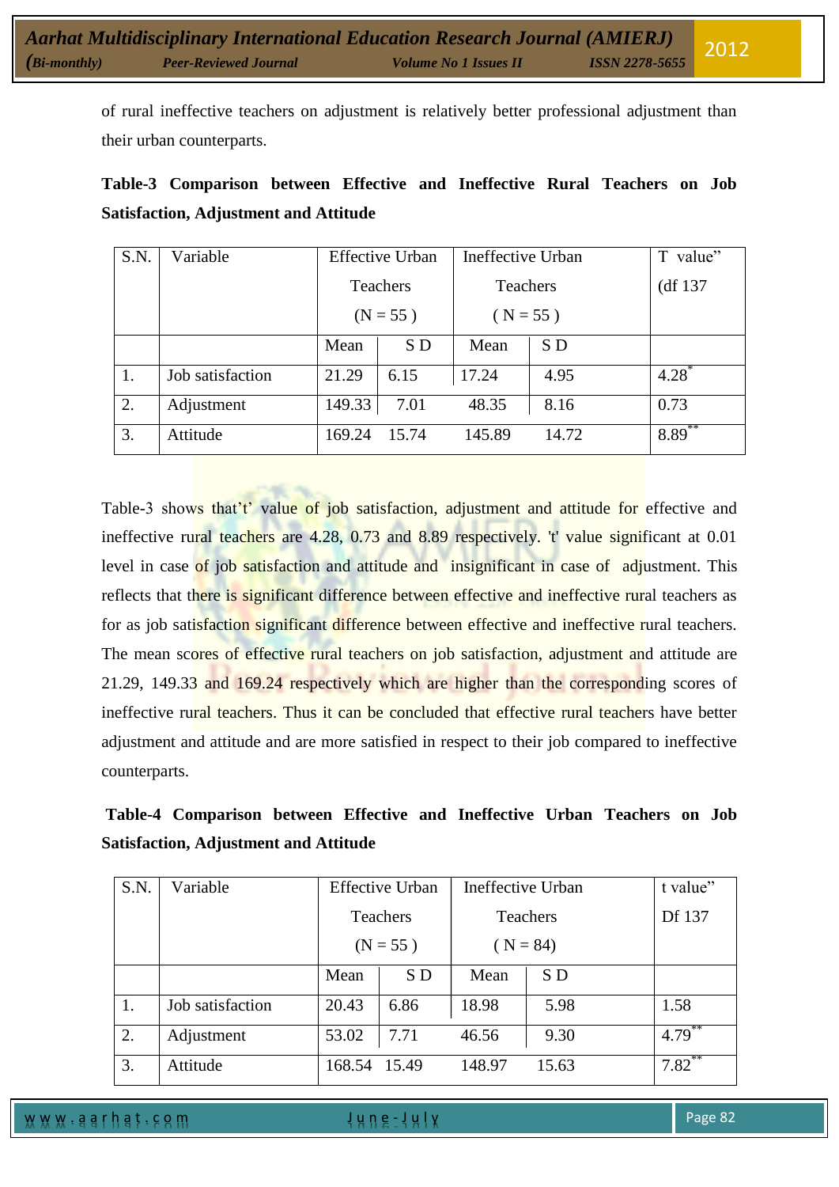of rural ineffective teachers on adjustment is relatively better professional adjustment than their urban counterparts.

**Table-3 Comparison between Effective and Ineffective Rural Teachers on Job Satisfaction, Adjustment and Attitude**

| S.N. | Variable | Effective Urban Teachers (N = 55 ) | | Ineffective Urban Teachers ( N = 55 ) | | T value" (df 137 |
|---|---|---|---|---|---|---|
| | | Mean | S D | Mean | S D | |
| 1. | Job satisfaction | 21.29 | 6.15 | 17.24 | 4.95 | 4.28* |
| 2. | Adjustment | 149.33 | 7.01 | 48.35 | 8.16 | 0.73 |
| 3. | Attitude | 169.24 | 15.74 | 145.89 | 14.72 | 8.89** |

Table-3 shows that't' value of job satisfaction, adjustment and attitude for effective and ineffective rural teachers are 4.28, 0.73 and 8.89 respectively. 't' value significant at 0.01 level in case of job satisfaction and attitude and insignificant in case of adjustment. This reflects that there is significant difference between effective and ineffective rural teachers as for as job satisfaction significant difference between effective and ineffective rural teachers. The mean scores of effective rural teachers on job satisfaction, adjustment and attitude are 21.29, 149.33 and 169.24 respectively which are higher than the corresponding scores of ineffective rural teachers. Thus it can be concluded that effective rural teachers have better adjustment and attitude and are more satisfied in respect to their job compared to ineffective counterparts.

**Table-4 Comparison between Effective and Ineffective Urban Teachers on Job Satisfaction, Adjustment and Attitude**

| S.N. | Variable | Effective Urban Teachers (N = 55 ) | | Ineffective Urban Teachers ( N = 84) | | t value" Df 137 |
|---|---|---|---|---|---|---|
| | | Mean | S D | Mean | S D | |
| 1. | Job satisfaction | 20.43 | 6.86 | 18.98 | 5.98 | 1.58 |
| 2. | Adjustment | 53.02 | 7.71 | 46.56 | 9.30 | 4.79** |
| 3. | Attitude | 168.54 | 15.49 | 148.97 | 15.63 | 7.82** |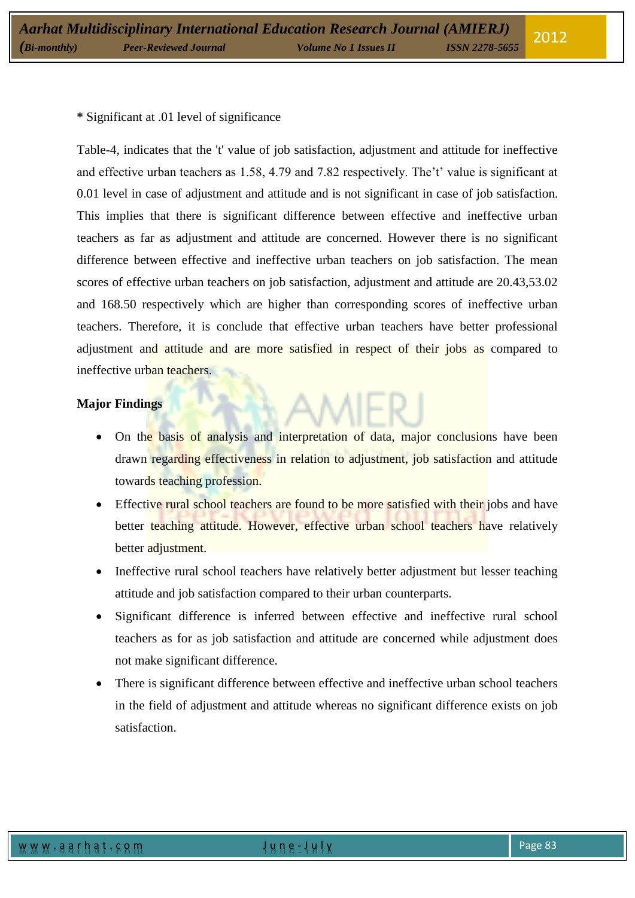**\*** Significant at .01 level of significance

Table-4, indicates that the 't' value of job satisfaction, adjustment and attitude for ineffective and effective urban teachers as 1.58, 4.79 and 7.82 respectively. The't' value is significant at 0.01 level in case of adjustment and attitude and is not significant in case of job satisfaction. This implies that there is significant difference between effective and ineffective urban teachers as far as adjustment and attitude are concerned. However there is no significant difference between effective and ineffective urban teachers on job satisfaction. The mean scores of effective urban teachers on job satisfaction, adjustment and attitude are 20.43,53.02 and 168.50 respectively which are higher than corresponding scores of ineffective urban teachers. Therefore, it is conclude that effective urban teachers have better professional adjustment and attitude and are more satisfied in respect of their jobs as compared to ineffective urban teachers.

**Major Findings**

- On the basis of analysis and interpretation of data, major conclusions have been drawn regarding effectiveness in relation to adjustment, job satisfaction and attitude towards teaching profession.
- Effective rural school teachers are found to be more satisfied with their jobs and have better teaching attitude. However, effective urban school teachers have relatively better adjustment.
- Ineffective rural school teachers have relatively better adjustment but lesser teaching attitude and job satisfaction compared to their urban counterparts.
- Significant difference is inferred between effective and ineffective rural school teachers as for as job satisfaction and attitude are concerned while adjustment does not make significant difference.
- There is significant difference between effective and ineffective urban school teachers in the field of adjustment and attitude whereas no significant difference exists on job satisfaction.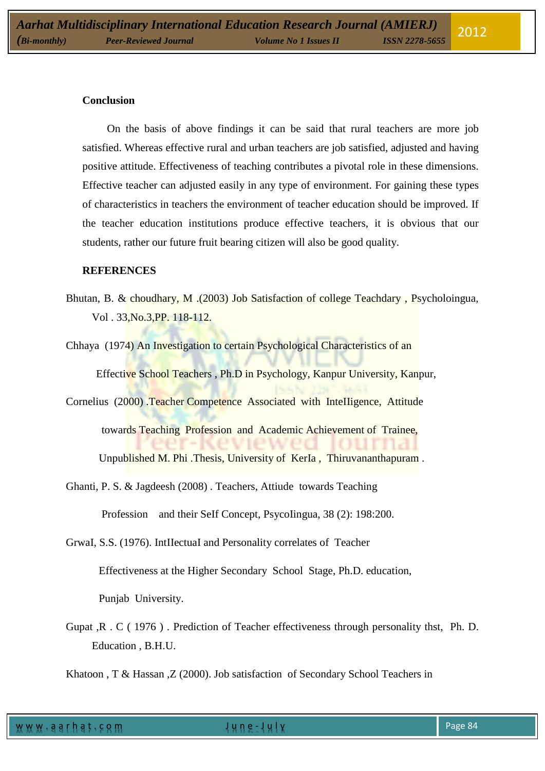**Conclusion**

On the basis of above findings it can be said that rural teachers are more job satisfied. Whereas effective rural and urban teachers are job satisfied, adjusted and having positive attitude. Effectiveness of teaching contributes a pivotal role in these dimensions. Effective teacher can adjusted easily in any type of environment. For gaining these types of characteristics in teachers the environment of teacher education should be improved. If the teacher education institutions produce effective teachers, it is obvious that our students, rather our future fruit bearing citizen will also be good quality.

**REFERENCES**

Bhutan, B. & choudhary, M .(2003) Job Satisfaction of college Teachdary , Psycholoingua, Vol . 33,No.3,PP. 118-112.

Chhaya (1974) An Investigation to certain Psychological Characteristics of an Effective School Teachers , Ph.D in Psychology, Kanpur University, Kanpur,

Cornelius (2000) .Teacher Competence Associated with InteIIigence, Attitude towards Teaching Profession and Academic Achievement of Trainee, Unpublished M. Phi .Thesis, University of KerIa , Thiruvananthapuram .

Ghanti, P. S. & Jagdeesh (2008) . Teachers, Attiude towards Teaching Profession and their SeIf Concept, PsycoIingua, 38 (2): 198:200.

GrwaI, S.S. (1976). IntIIectuaI and Personality correlates of Teacher Effectiveness at the Higher Secondary School Stage, Ph.D. education, Punjab University.

Gupat ,R . C ( 1976 ) . Prediction of Teacher effectiveness through personality thst, Ph. D. Education , B.H.U.

Khatoon , T & Hassan ,Z (2000). Job satisfaction of Secondary School Teachers in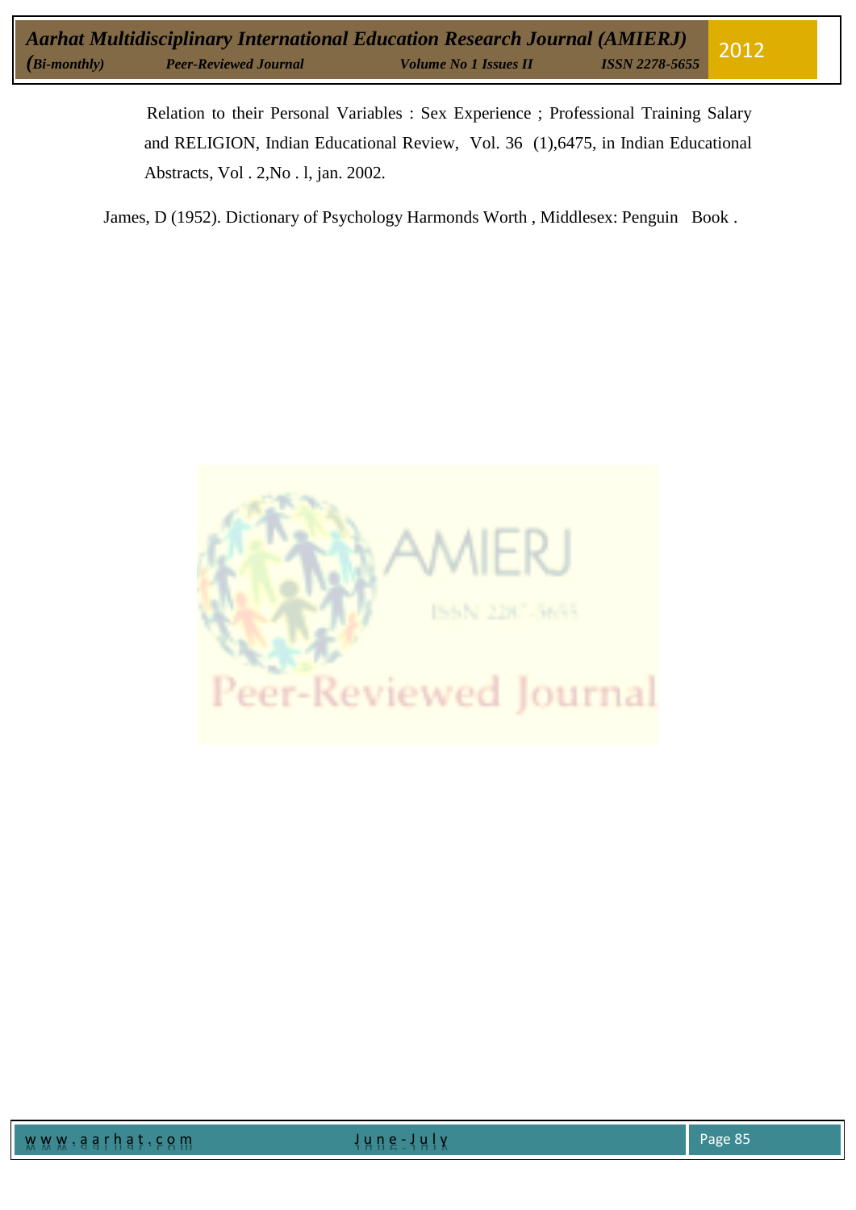Relation to their Personal Variables : Sex Experience ; Professional Training Salary and RELIGION, Indian Educational Review, Vol. 36 (1),6475, in Indian Educational Abstracts, Vol . 2,No . l, jan. 2002.

James, D (1952). Dictionary of Psychology Harmonds Worth , Middlesex: Penguin Book .